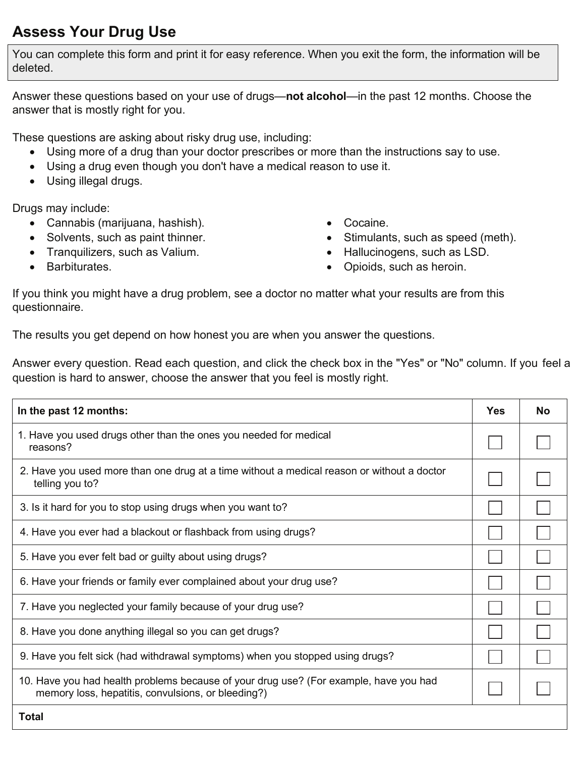# Assess Your Drug Use

You can complete this form and print it for easy reference. When you exit the form, the information will be deleted.

Answer these questions based on your use of drugs—**not alcohol**—in the past 12 months. Choose the answer that is mostly right for you.

These questions are asking about risky drug use, including:

- Using more of a drug than your doctor prescribes or more than the instructions say to use.
- Using a drug even though you don't have a medical reason to use it.
- Using illegal drugs.

Drugs may include:

- Cannabis (marijuana, hashish).
- Solvents, such as paint thinner.
- Tranquilizers, such as Valium.
- Barbiturates.
- Cocaine.
- Stimulants, such as speed (meth).
- Hallucinogens, such as LSD.
- Opioids, such as heroin.

If you think you might have a drug problem, see a doctor no matter what your results are from this questionnaire.

The results you get depend on how honest you are when you answer the questions.

Answer every question. Read each question, and click the check box in the "Yes" or "No" column. If you feel a question is hard to answer, choose the answer that you feel is mostly right.

| In the past 12 months: | Yes | No |
|---|---|---|
| 1. Have you used drugs other than the ones you needed for medical reasons? | ☐ | ☐ |
| 2. Have you used more than one drug at a time without a medical reason or without a doctor telling you to? | ☐ | ☐ |
| 3. Is it hard for you to stop using drugs when you want to? | ☐ | ☐ |
| 4. Have you ever had a blackout or flashback from using drugs? | ☐ | ☐ |
| 5. Have you ever felt bad or guilty about using drugs? | ☐ | ☐ |
| 6. Have your friends or family ever complained about your drug use? | ☐ | ☐ |
| 7. Have you neglected your family because of your drug use? | ☐ | ☐ |
| 8. Have you done anything illegal so you can get drugs? | ☐ | ☐ |
| 9. Have you felt sick (had withdrawal symptoms) when you stopped using drugs? | ☐ | ☐ |
| 10. Have you had health problems because of your drug use? (For example, have you had memory loss, hepatitis, convulsions, or bleeding?) | ☐ | ☐ |
| **Total** | | |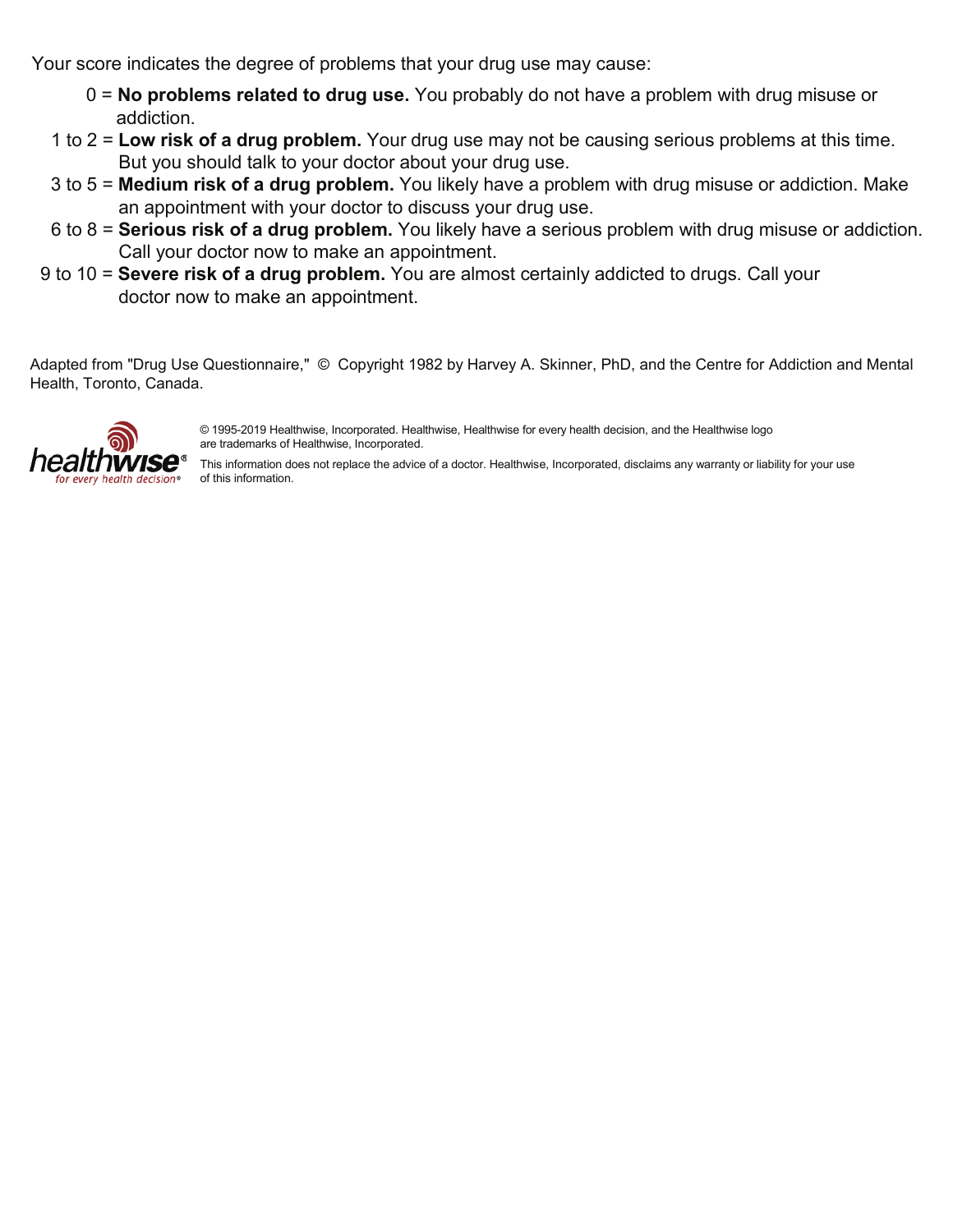Your score indicates the degree of problems that your drug use may cause:

- 0 = **No problems related to drug use.** You probably do not have a problem with drug misuse or addiction.
- 1 to 2 = **Low risk of a drug problem.** Your drug use may not be causing serious problems at this time. But you should talk to your doctor about your drug use.
- 3 to 5 = **Medium risk of a drug problem.** You likely have a problem with drug misuse or addiction. Make an appointment with your doctor to discuss your drug use.
- 6 to 8 = **Serious risk of a drug problem.** You likely have a serious problem with drug misuse or addiction. Call your doctor now to make an appointment.
- 9 to 10 = **Severe risk of a drug problem.** You are almost certainly addicted to drugs. Call your doctor now to make an appointment.

Adapted from "Drug Use Questionnaire," © Copyright 1982 by Harvey A. Skinner, PhD, and the Centre for Addiction and Mental Health, Toronto, Canada.

healthwise® for every health decision®

© 1995-2019 Healthwise, Incorporated. Healthwise, Healthwise for every health decision, and the Healthwise logo are trademarks of Healthwise, Incorporated.

This information does not replace the advice of a doctor. Healthwise, Incorporated, disclaims any warranty or liability for your use of this information.